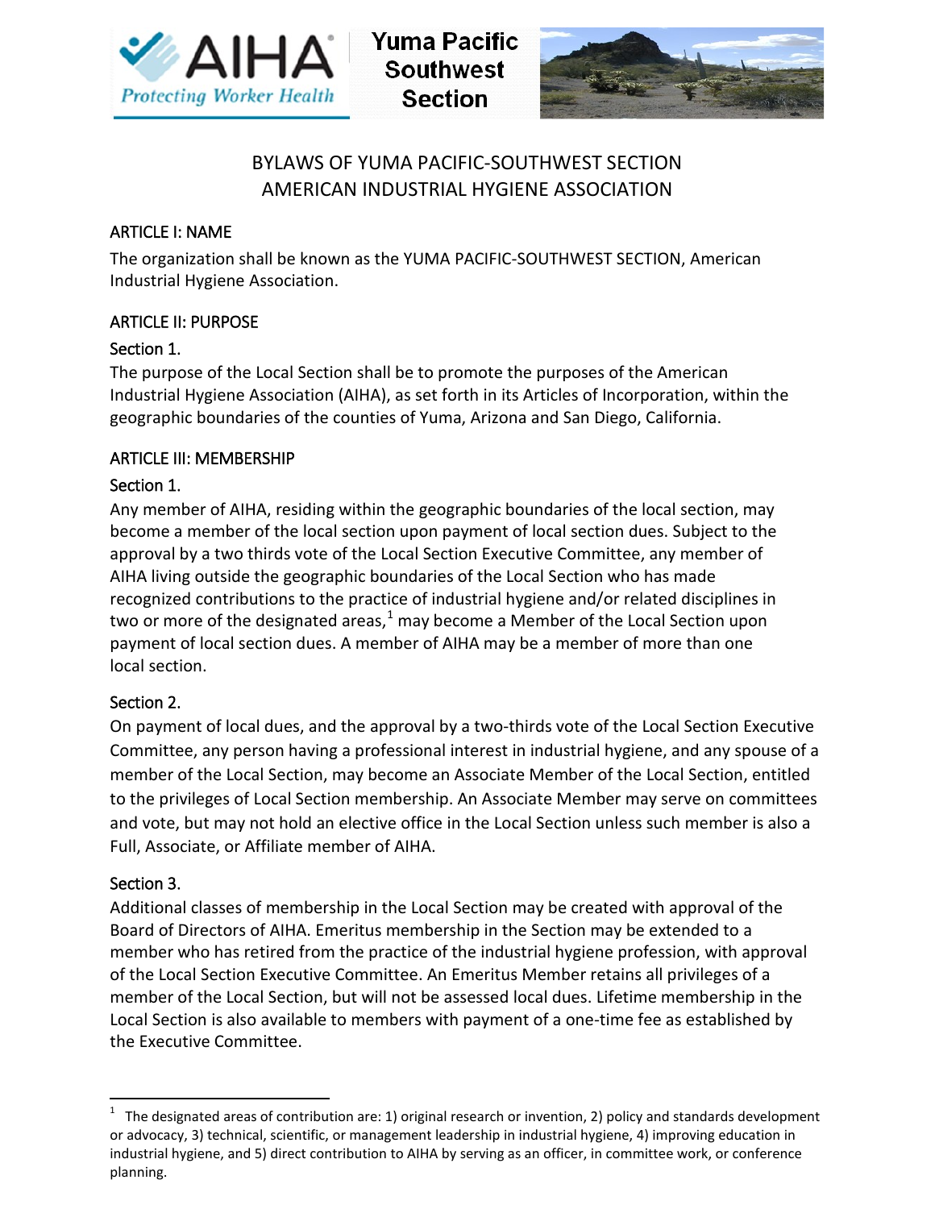# BYLAWS OF YUMA PACIFIC-SOUTHWEST SECTION AMERICAN INDUSTRIAL HYGIENE ASSOCIATION

## ARTICLE I: NAME

The organization shall be known as the YUMA PACIFIC-SOUTHWEST SECTION, American Industrial Hygiene Association.

## ARTICLE II: PURPOSE

### Section 1.

The purpose of the Local Section shall be to promote the purposes of the American Industrial Hygiene Association (AIHA), as set forth in its Articles of Incorporation, within the geographic boundaries of the counties of Yuma, Arizona and San Diego, California.

## ARTICLE III: MEMBERSHIP

### Section 1.

Any member of AIHA, residing within the geographic boundaries of the local section, may become a member of the local section upon payment of local section dues. Subject to the approval by a two thirds vote of the Local Section Executive Committee, any member of AIHA living outside the geographic boundaries of the Local Section who has made recognized contributions to the practice of industrial hygiene and/or related disciplines in two or more of the designated areas,[1] may become a Member of the Local Section upon payment of local section dues. A member of AIHA may be a member of more than one local section.

### Section 2.

On payment of local dues, and the approval by a two-thirds vote of the Local Section Executive Committee, any person having a professional interest in industrial hygiene, and any spouse of a member of the Local Section, may become an Associate Member of the Local Section, entitled to the privileges of Local Section membership. An Associate Member may serve on committees and vote, but may not hold an elective office in the Local Section unless such member is also a Full, Associate, or Affiliate member of AIHA.

### Section 3.

Additional classes of membership in the Local Section may be created with approval of the Board of Directors of AIHA. Emeritus membership in the Section may be extended to a member who has retired from the practice of the industrial hygiene profession, with approval of the Local Section Executive Committee. An Emeritus Member retains all privileges of a member of the Local Section, but will not be assessed local dues. Lifetime membership in the Local Section is also available to members with payment of a one-time fee as established by the Executive Committee.

---

[1] The designated areas of contribution are: 1) original research or invention, 2) policy and standards development or advocacy, 3) technical, scientific, or management leadership in industrial hygiene, 4) improving education in industrial hygiene, and 5) direct contribution to AIHA by serving as an officer, in committee work, or conference planning.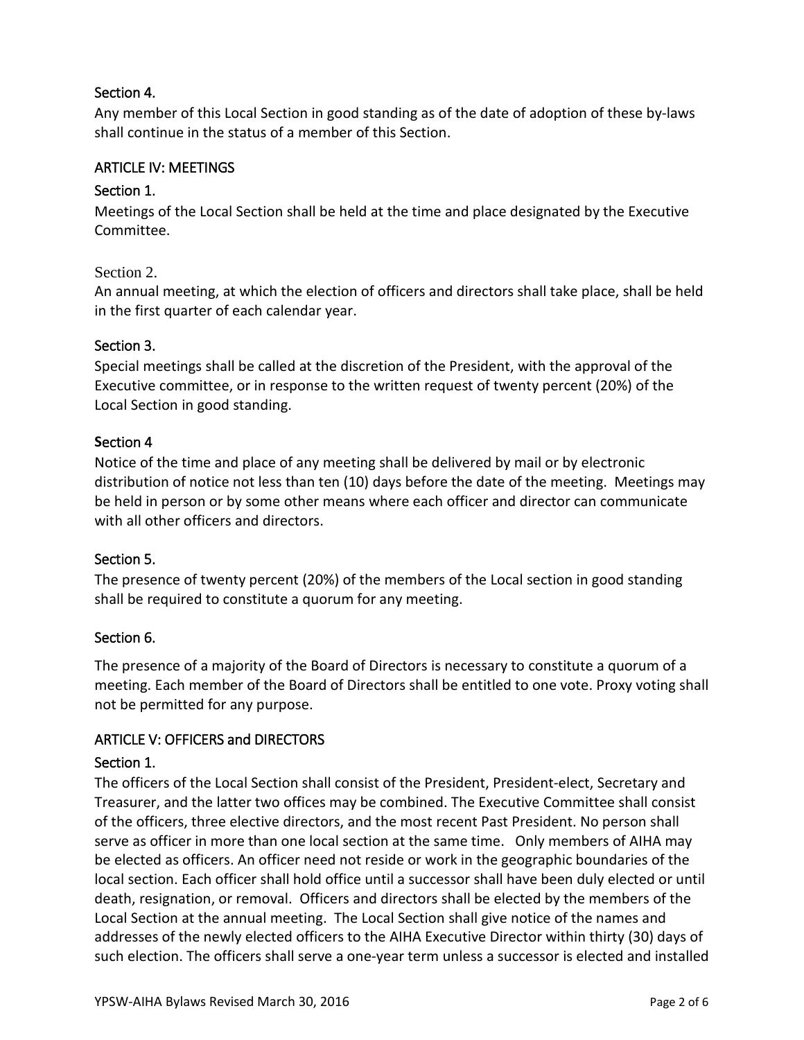### Section 4.

Any member of this Local Section in good standing as of the date of adoption of these by-laws shall continue in the status of a member of this Section.

## ARTICLE IV: MEETINGS

### Section 1.

Meetings of the Local Section shall be held at the time and place designated by the Executive Committee.

### Section 2.

An annual meeting, at which the election of officers and directors shall take place, shall be held in the first quarter of each calendar year.

### Section 3.

Special meetings shall be called at the discretion of the President, with the approval of the Executive committee, or in response to the written request of twenty percent (20%) of the Local Section in good standing.

### Section 4

Notice of the time and place of any meeting shall be delivered by mail or by electronic distribution of notice not less than ten (10) days before the date of the meeting. Meetings may be held in person or by some other means where each officer and director can communicate with all other officers and directors.

### Section 5.

The presence of twenty percent (20%) of the members of the Local section in good standing shall be required to constitute a quorum for any meeting.

### Section 6.

The presence of a majority of the Board of Directors is necessary to constitute a quorum of a meeting. Each member of the Board of Directors shall be entitled to one vote. Proxy voting shall not be permitted for any purpose.

## ARTICLE V: OFFICERS and DIRECTORS

### Section 1.

The officers of the Local Section shall consist of the President, President-elect, Secretary and Treasurer, and the latter two offices may be combined. The Executive Committee shall consist of the officers, three elective directors, and the most recent Past President. No person shall serve as officer in more than one local section at the same time. Only members of AIHA may be elected as officers. An officer need not reside or work in the geographic boundaries of the local section. Each officer shall hold office until a successor shall have been duly elected or until death, resignation, or removal. Officers and directors shall be elected by the members of the Local Section at the annual meeting. The Local Section shall give notice of the names and addresses of the newly elected officers to the AIHA Executive Director within thirty (30) days of such election. The officers shall serve a one-year term unless a successor is elected and installed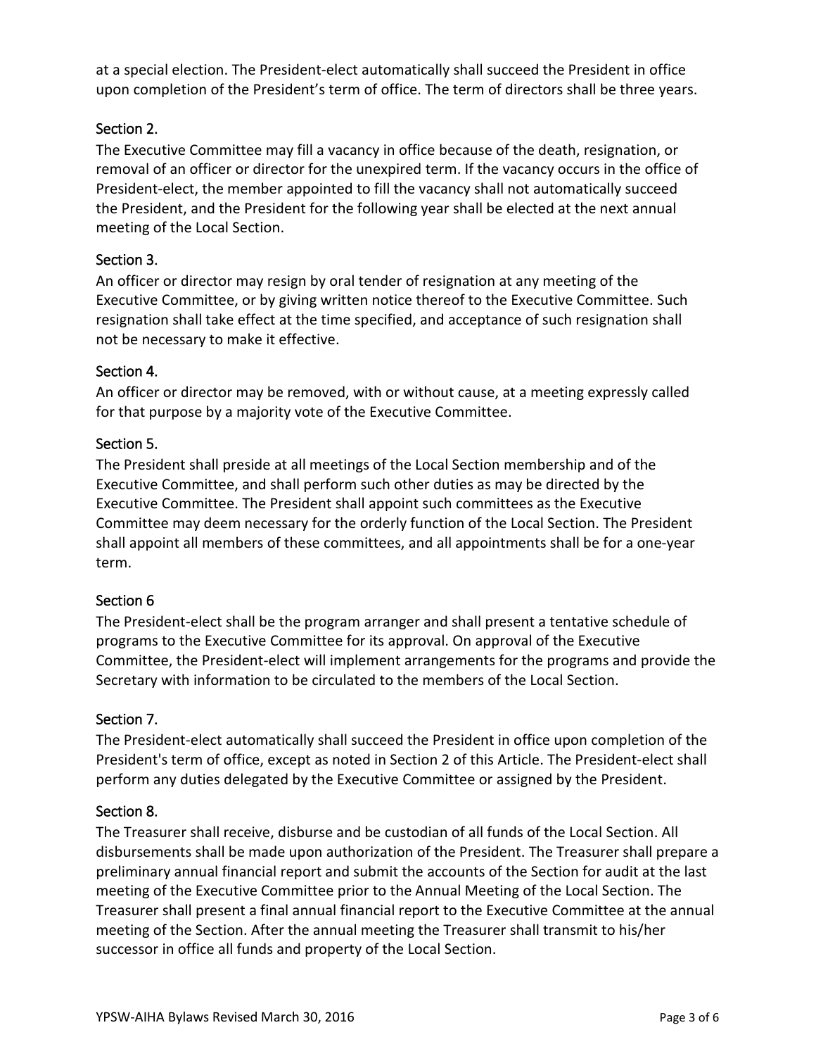at a special election. The President-elect automatically shall succeed the President in office upon completion of the President's term of office. The term of directors shall be three years.

### Section 2.

The Executive Committee may fill a vacancy in office because of the death, resignation, or removal of an officer or director for the unexpired term. If the vacancy occurs in the office of President-elect, the member appointed to fill the vacancy shall not automatically succeed the President, and the President for the following year shall be elected at the next annual meeting of the Local Section.

### Section 3.

An officer or director may resign by oral tender of resignation at any meeting of the Executive Committee, or by giving written notice thereof to the Executive Committee. Such resignation shall take effect at the time specified, and acceptance of such resignation shall not be necessary to make it effective.

### Section 4.

An officer or director may be removed, with or without cause, at a meeting expressly called for that purpose by a majority vote of the Executive Committee.

### Section 5.

The President shall preside at all meetings of the Local Section membership and of the Executive Committee, and shall perform such other duties as may be directed by the Executive Committee. The President shall appoint such committees as the Executive Committee may deem necessary for the orderly function of the Local Section. The President shall appoint all members of these committees, and all appointments shall be for a one-year term.

### Section 6

The President-elect shall be the program arranger and shall present a tentative schedule of programs to the Executive Committee for its approval. On approval of the Executive Committee, the President-elect will implement arrangements for the programs and provide the Secretary with information to be circulated to the members of the Local Section.

### Section 7.

The President-elect automatically shall succeed the President in office upon completion of the President's term of office, except as noted in Section 2 of this Article. The President-elect shall perform any duties delegated by the Executive Committee or assigned by the President.

### Section 8.

The Treasurer shall receive, disburse and be custodian of all funds of the Local Section. All disbursements shall be made upon authorization of the President. The Treasurer shall prepare a preliminary annual financial report and submit the accounts of the Section for audit at the last meeting of the Executive Committee prior to the Annual Meeting of the Local Section. The Treasurer shall present a final annual financial report to the Executive Committee at the annual meeting of the Section. After the annual meeting the Treasurer shall transmit to his/her successor in office all funds and property of the Local Section.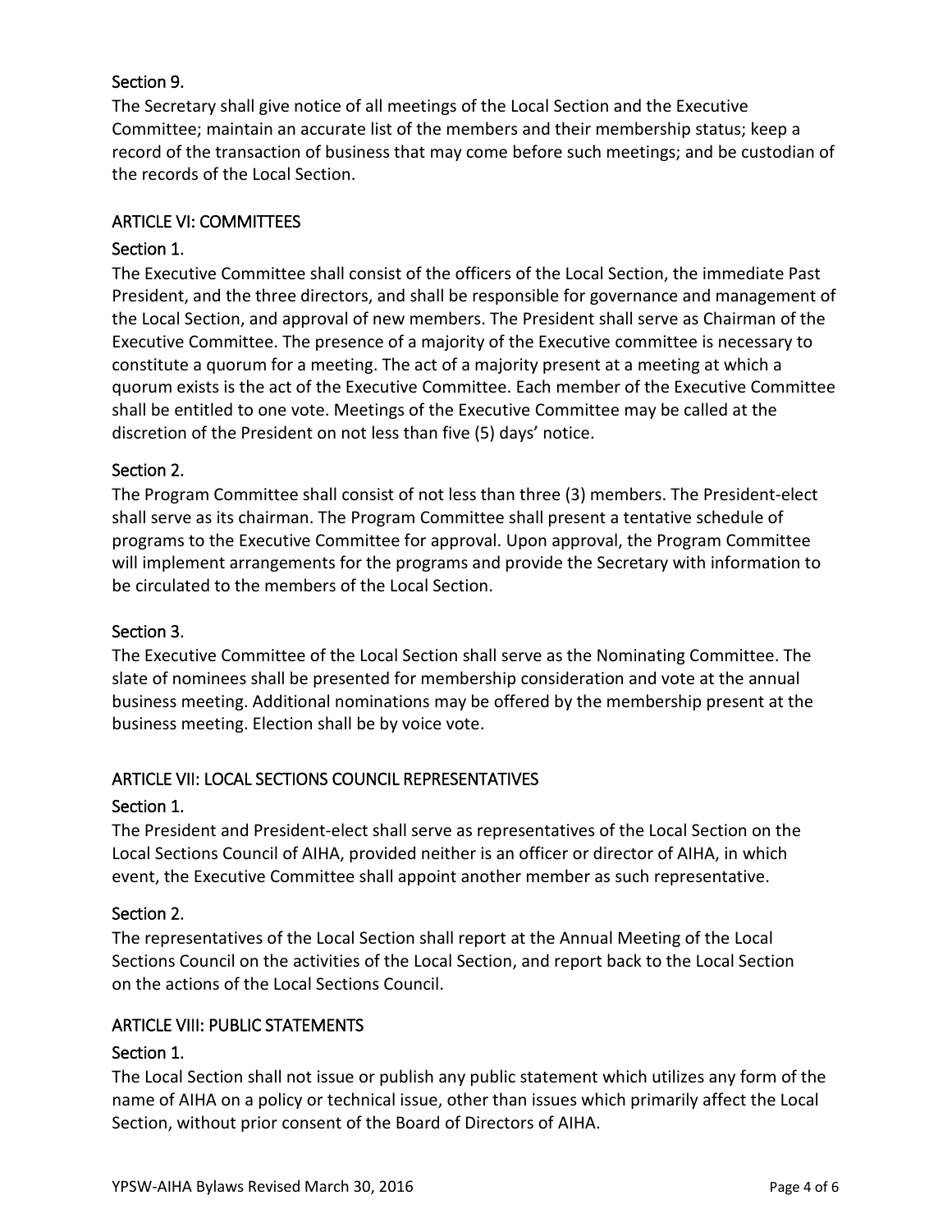### Section 9.

The Secretary shall give notice of all meetings of the Local Section and the Executive Committee; maintain an accurate list of the members and their membership status; keep a record of the transaction of business that may come before such meetings; and be custodian of the records of the Local Section.

## ARTICLE VI: COMMITTEES

### Section 1.

The Executive Committee shall consist of the officers of the Local Section, the immediate Past President, and the three directors, and shall be responsible for governance and management of the Local Section, and approval of new members. The President shall serve as Chairman of the Executive Committee. The presence of a majority of the Executive committee is necessary to constitute a quorum for a meeting. The act of a majority present at a meeting at which a quorum exists is the act of the Executive Committee. Each member of the Executive Committee shall be entitled to one vote. Meetings of the Executive Committee may be called at the discretion of the President on not less than five (5) days' notice.

### Section 2.

The Program Committee shall consist of not less than three (3) members. The President-elect shall serve as its chairman. The Program Committee shall present a tentative schedule of programs to the Executive Committee for approval. Upon approval, the Program Committee will implement arrangements for the programs and provide the Secretary with information to be circulated to the members of the Local Section.

### Section 3.

The Executive Committee of the Local Section shall serve as the Nominating Committee. The slate of nominees shall be presented for membership consideration and vote at the annual business meeting. Additional nominations may be offered by the membership present at the business meeting. Election shall be by voice vote.

## ARTICLE VII: LOCAL SECTIONS COUNCIL REPRESENTATIVES

### Section 1.

The President and President-elect shall serve as representatives of the Local Section on the Local Sections Council of AIHA, provided neither is an officer or director of AIHA, in which event, the Executive Committee shall appoint another member as such representative.

### Section 2.

The representatives of the Local Section shall report at the Annual Meeting of the Local Sections Council on the activities of the Local Section, and report back to the Local Section on the actions of the Local Sections Council.

## ARTICLE VIII: PUBLIC STATEMENTS

### Section 1.

The Local Section shall not issue or publish any public statement which utilizes any form of the name of AIHA on a policy or technical issue, other than issues which primarily affect the Local Section, without prior consent of the Board of Directors of AIHA.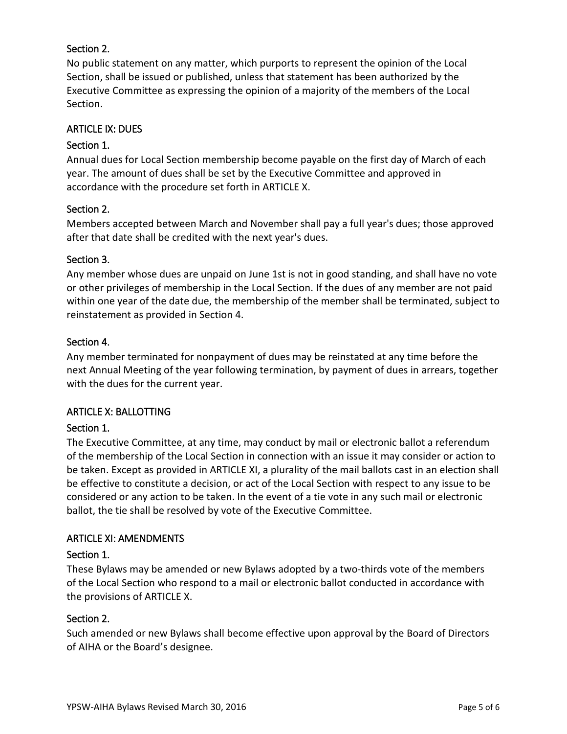### Section 2.

No public statement on any matter, which purports to represent the opinion of the Local Section, shall be issued or published, unless that statement has been authorized by the Executive Committee as expressing the opinion of a majority of the members of the Local Section.

## ARTICLE IX: DUES

### Section 1.

Annual dues for Local Section membership become payable on the first day of March of each year. The amount of dues shall be set by the Executive Committee and approved in accordance with the procedure set forth in ARTICLE X.

### Section 2.

Members accepted between March and November shall pay a full year's dues; those approved after that date shall be credited with the next year's dues.

### Section 3.

Any member whose dues are unpaid on June 1st is not in good standing, and shall have no vote or other privileges of membership in the Local Section. If the dues of any member are not paid within one year of the date due, the membership of the member shall be terminated, subject to reinstatement as provided in Section 4.

### Section 4.

Any member terminated for nonpayment of dues may be reinstated at any time before the next Annual Meeting of the year following termination, by payment of dues in arrears, together with the dues for the current year.

## ARTICLE X: BALLOTTING

### Section 1.

The Executive Committee, at any time, may conduct by mail or electronic ballot a referendum of the membership of the Local Section in connection with an issue it may consider or action to be taken. Except as provided in ARTICLE XI, a plurality of the mail ballots cast in an election shall be effective to constitute a decision, or act of the Local Section with respect to any issue to be considered or any action to be taken. In the event of a tie vote in any such mail or electronic ballot, the tie shall be resolved by vote of the Executive Committee.

## ARTICLE XI: AMENDMENTS

### Section 1.

These Bylaws may be amended or new Bylaws adopted by a two-thirds vote of the members of the Local Section who respond to a mail or electronic ballot conducted in accordance with the provisions of ARTICLE X.

### Section 2.

Such amended or new Bylaws shall become effective upon approval by the Board of Directors of AIHA or the Board's designee.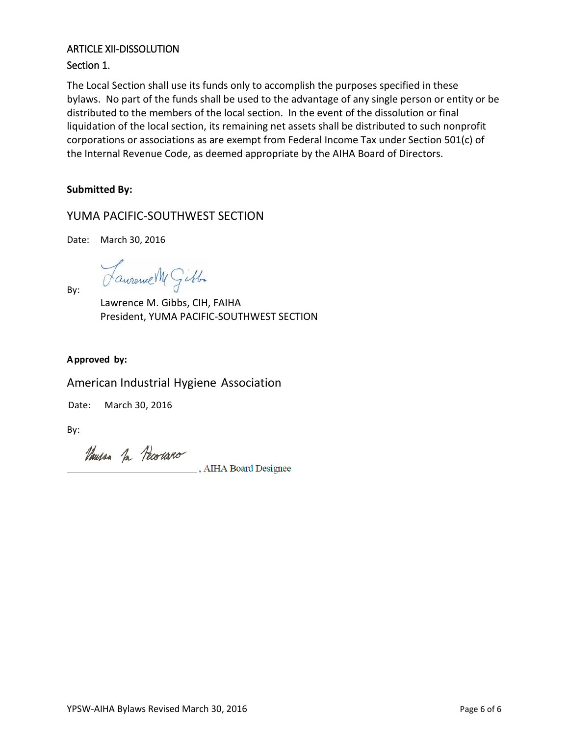## ARTICLE XII-DISSOLUTION

### Section 1.

The Local Section shall use its funds only to accomplish the purposes specified in these bylaws. No part of the funds shall be used to the advantage of any single person or entity or be distributed to the members of the local section. In the event of the dissolution or final liquidation of the local section, its remaining net assets shall be distributed to such nonprofit corporations or associations as are exempt from Federal Income Tax under Section 501(c) of the Internal Revenue Code, as deemed appropriate by the AIHA Board of Directors.

**Submitted By:**

YUMA PACIFIC-SOUTHWEST SECTION

Date: March 30, 2016

By:

Lawrence M. Gibbs, CIH, FAIHA
President, YUMA PACIFIC-SOUTHWEST SECTION

**Approved by:**

American Industrial Hygiene Association

Date: March 30, 2016

By:

\_\_\_\_\_\_\_\_\_\_\_\_\_\_\_\_\_\_\_\_\_\_\_\_\_\_\_\_, AIHA Board Designee